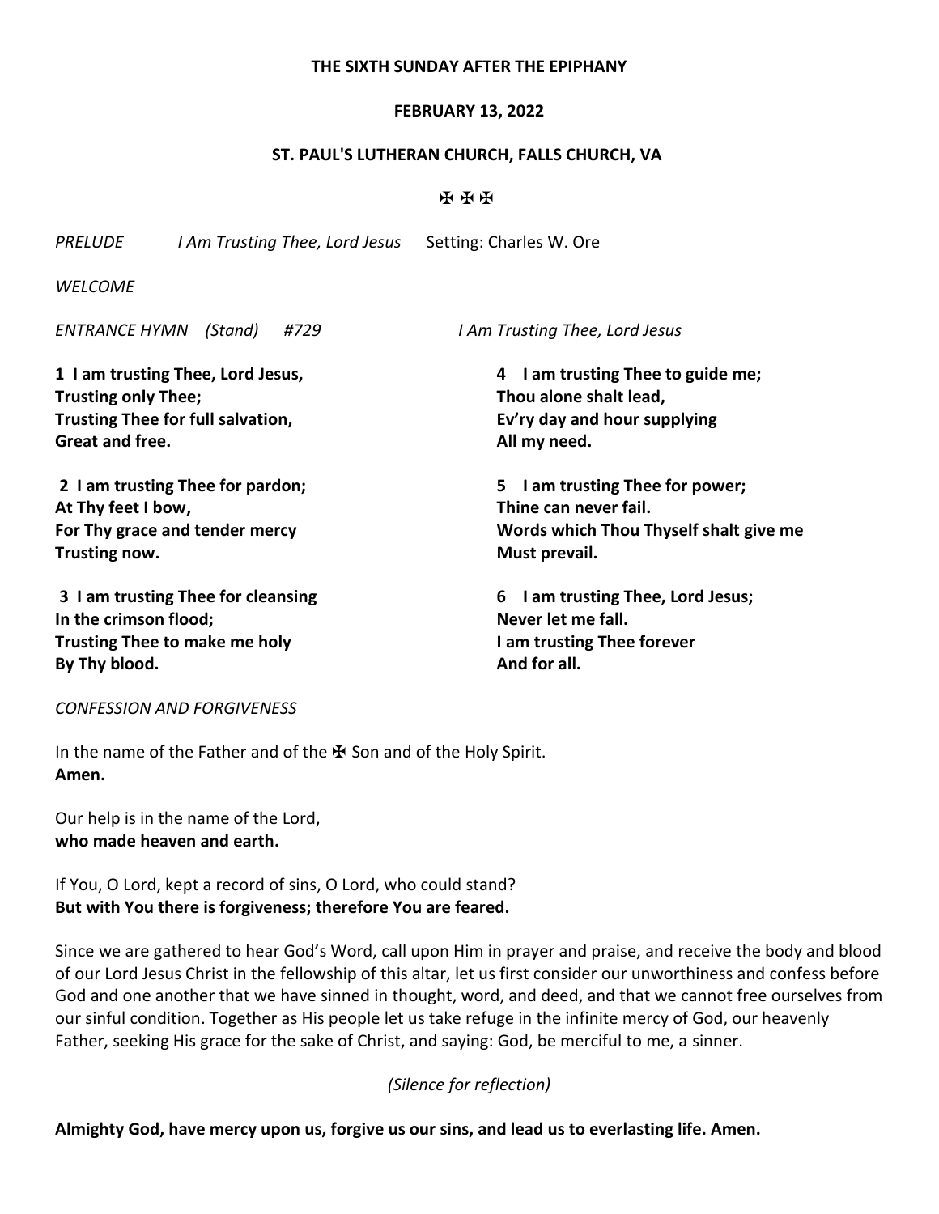**THE SIXTH SUNDAY AFTER THE EPIPHANY**

**FEBRUARY 13, 2022**

**ST. PAUL'S LUTHERAN CHURCH, FALLS CHURCH, VA**

✠ ✠ ✠

*PRELUDE* *I Am Trusting Thee, Lord Jesus* Setting: Charles W. Ore

*WELCOME*

*ENTRANCE HYMN (Stand) #729* *I Am Trusting Thee, Lord Jesus*

**1 I am trusting Thee, Lord Jesus,**
**Trusting only Thee;**
**Trusting Thee for full salvation,**
**Great and free.**

**2 I am trusting Thee for pardon;**
**At Thy feet I bow,**
**For Thy grace and tender mercy**
**Trusting now.**

**3 I am trusting Thee for cleansing**
**In the crimson flood;**
**Trusting Thee to make me holy**
**By Thy blood.**

**4 I am trusting Thee to guide me;**
**Thou alone shalt lead,**
**Ev'ry day and hour supplying**
**All my need.**

**5 I am trusting Thee for power;**
**Thine can never fail.**
**Words which Thou Thyself shalt give me**
**Must prevail.**

**6 I am trusting Thee, Lord Jesus;**
**Never let me fall.**
**I am trusting Thee forever**
**And for all.**

*CONFESSION AND FORGIVENESS*

In the name of the Father and of the ✠ Son and of the Holy Spirit.
**Amen.**

Our help is in the name of the Lord,
**who made heaven and earth.**

If You, O Lord, kept a record of sins, O Lord, who could stand?
**But with You there is forgiveness; therefore You are feared.**

Since we are gathered to hear God's Word, call upon Him in prayer and praise, and receive the body and blood of our Lord Jesus Christ in the fellowship of this altar, let us first consider our unworthiness and confess before God and one another that we have sinned in thought, word, and deed, and that we cannot free ourselves from our sinful condition. Together as His people let us take refuge in the infinite mercy of God, our heavenly Father, seeking His grace for the sake of Christ, and saying: God, be merciful to me, a sinner.

*(Silence for reflection)*

**Almighty God, have mercy upon us, forgive us our sins, and lead us to everlasting life. Amen.**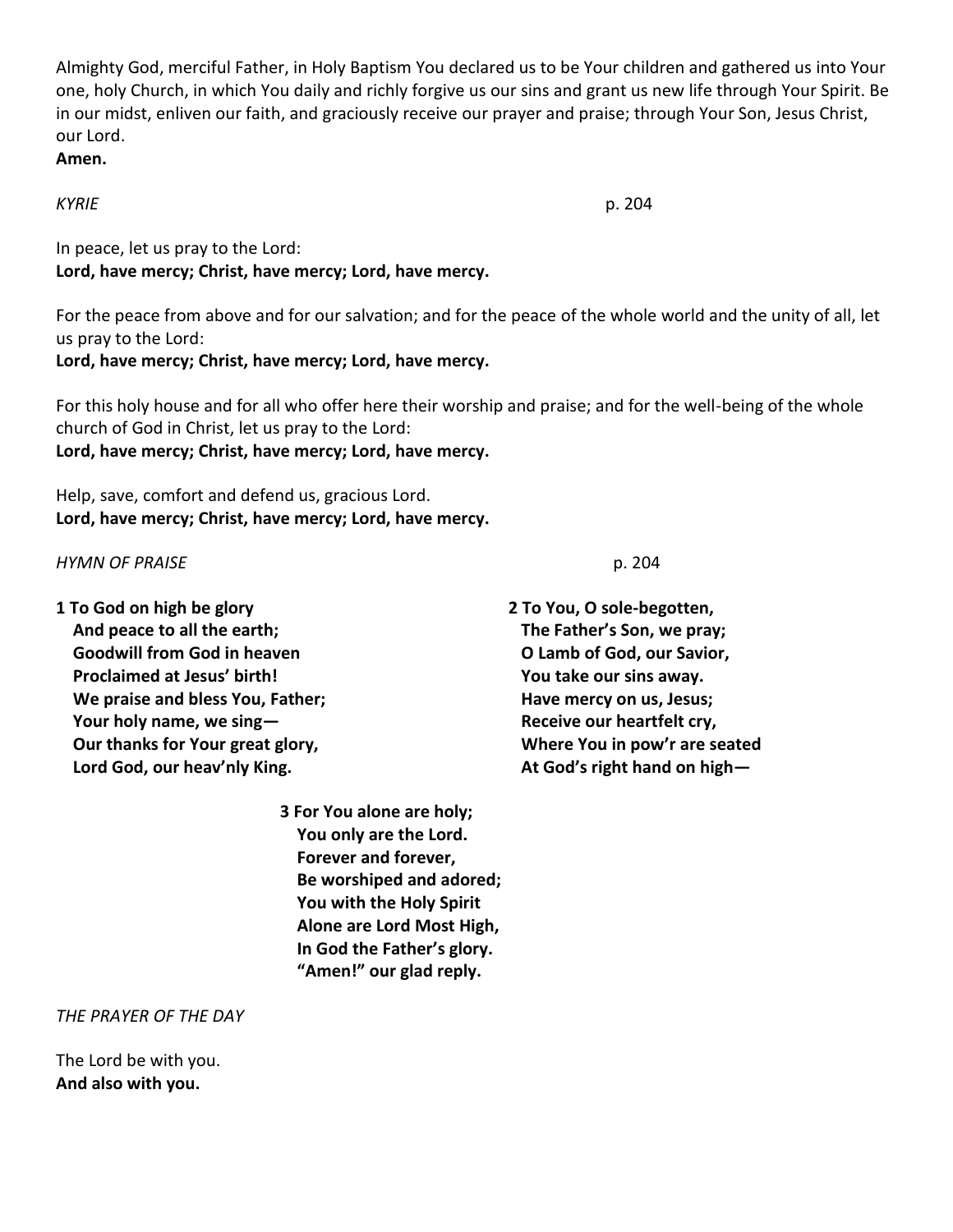Almighty God, merciful Father, in Holy Baptism You declared us to be Your children and gathered us into Your one, holy Church, in which You daily and richly forgive us our sins and grant us new life through Your Spirit. Be in our midst, enliven our faith, and graciously receive our prayer and praise; through Your Son, Jesus Christ, our Lord.
**Amen.**

*KYRIE* p. 204

In peace, let us pray to the Lord:
**Lord, have mercy; Christ, have mercy; Lord, have mercy.**

For the peace from above and for our salvation; and for the peace of the whole world and the unity of all, let us pray to the Lord:
**Lord, have mercy; Christ, have mercy; Lord, have mercy.**

For this holy house and for all who offer here their worship and praise; and for the well-being of the whole church of God in Christ, let us pray to the Lord:
**Lord, have mercy; Christ, have mercy; Lord, have mercy.**

Help, save, comfort and defend us, gracious Lord.
**Lord, have mercy; Christ, have mercy; Lord, have mercy.**

*HYMN OF PRAISE* p. 204

**1 To God on high be glory**
**And peace to all the earth;**
**Goodwill from God in heaven**
**Proclaimed at Jesus' birth!**
**We praise and bless You, Father;**
**Your holy name, we sing—**
**Our thanks for Your great glory,**
**Lord God, our heav'nly King.**

**2 To You, O sole-begotten,**
**The Father's Son, we pray;**
**O Lamb of God, our Savior,**
**You take our sins away.**
**Have mercy on us, Jesus;**
**Receive our heartfelt cry,**
**Where You in pow'r are seated**
**At God's right hand on high—**

**3 For You alone are holy;**
**You only are the Lord.**
**Forever and forever,**
**Be worshiped and adored;**
**You with the Holy Spirit**
**Alone are Lord Most High,**
**In God the Father's glory.**
**"Amen!" our glad reply.**

*THE PRAYER OF THE DAY*

The Lord be with you.
**And also with you.**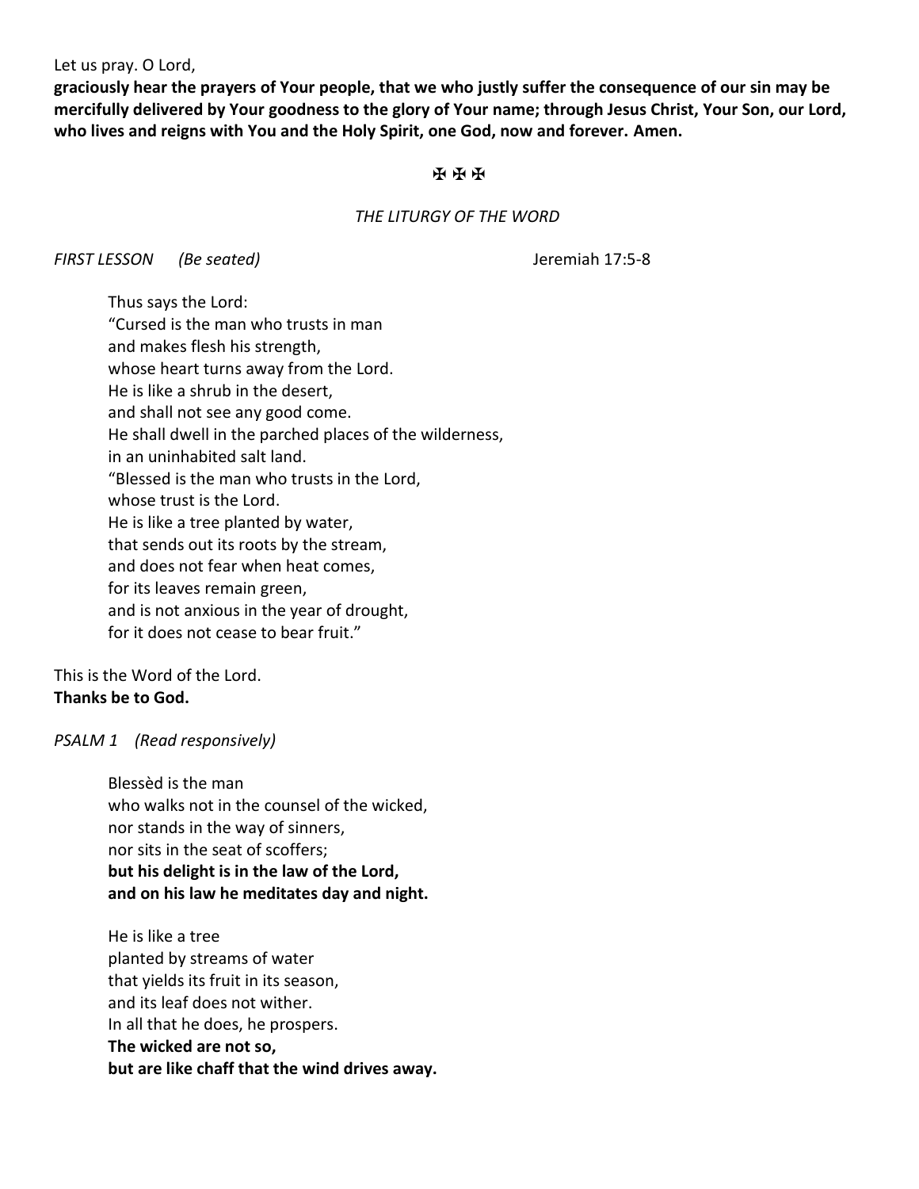Let us pray. O Lord,

**graciously hear the prayers of Your people, that we who justly suffer the consequence of our sin may be mercifully delivered by Your goodness to the glory of Your name; through Jesus Christ, Your Son, our Lord, who lives and reigns with You and the Holy Spirit, one God, now and forever. Amen.**

✠ ✠ ✠

*THE LITURGY OF THE WORD*

*FIRST LESSON (Be seated)* Jeremiah 17:5-8

Thus says the Lord:
"Cursed is the man who trusts in man
and makes flesh his strength,
whose heart turns away from the Lord.
He is like a shrub in the desert,
and shall not see any good come.
He shall dwell in the parched places of the wilderness,
in an uninhabited salt land.
"Blessed is the man who trusts in the Lord,
whose trust is the Lord.
He is like a tree planted by water,
that sends out its roots by the stream,
and does not fear when heat comes,
for its leaves remain green,
and is not anxious in the year of drought,
for it does not cease to bear fruit."

This is the Word of the Lord.
**Thanks be to God.**

*PSALM 1 (Read responsively)*

Blessèd is the man
who walks not in the counsel of the wicked,
nor stands in the way of sinners,
nor sits in the seat of scoffers;
**but his delight is in the law of the Lord,**
**and on his law he meditates day and night.**

He is like a tree
planted by streams of water
that yields its fruit in its season,
and its leaf does not wither.
In all that he does, he prospers.
**The wicked are not so,**
**but are like chaff that the wind drives away.**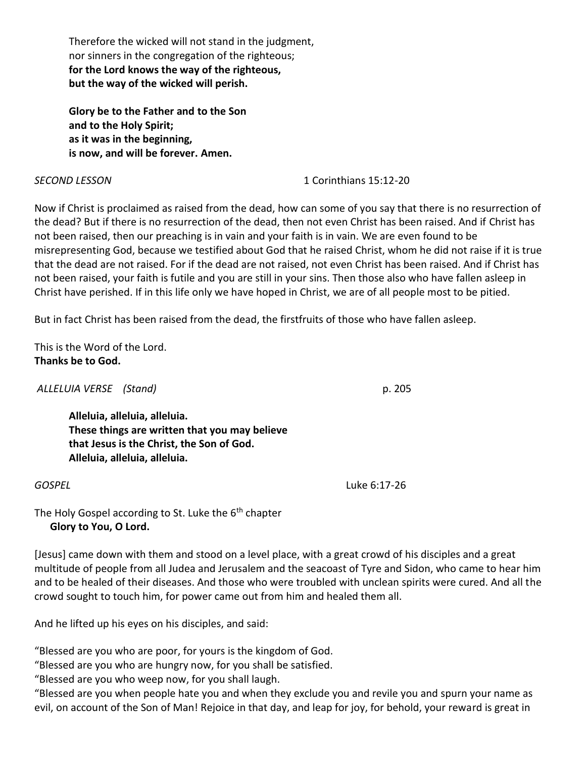Therefore the wicked will not stand in the judgment,
nor sinners in the congregation of the righteous;
**for the Lord knows the way of the righteous,**
**but the way of the wicked will perish.**

**Glory be to the Father and to the Son**
**and to the Holy Spirit;**
**as it was in the beginning,**
**is now, and will be forever. Amen.**

*SECOND LESSON* 1 Corinthians 15:12-20

Now if Christ is proclaimed as raised from the dead, how can some of you say that there is no resurrection of the dead? But if there is no resurrection of the dead, then not even Christ has been raised. And if Christ has not been raised, then our preaching is in vain and your faith is in vain. We are even found to be misrepresenting God, because we testified about God that he raised Christ, whom he did not raise if it is true that the dead are not raised. For if the dead are not raised, not even Christ has been raised. And if Christ has not been raised, your faith is futile and you are still in your sins. Then those also who have fallen asleep in Christ have perished. If in this life only we have hoped in Christ, we are of all people most to be pitied.

But in fact Christ has been raised from the dead, the firstfruits of those who have fallen asleep.

This is the Word of the Lord.
**Thanks be to God.**

*ALLELUIA VERSE (Stand)* p. 205

**Alleluia, alleluia, alleluia.**
**These things are written that you may believe**
**that Jesus is the Christ, the Son of God.**
**Alleluia, alleluia, alleluia.**

*GOSPEL* Luke 6:17-26

The Holy Gospel according to St. Luke the 6th chapter
**Glory to You, O Lord.**

[Jesus] came down with them and stood on a level place, with a great crowd of his disciples and a great multitude of people from all Judea and Jerusalem and the seacoast of Tyre and Sidon, who came to hear him and to be healed of their diseases. And those who were troubled with unclean spirits were cured. And all the crowd sought to touch him, for power came out from him and healed them all.

And he lifted up his eyes on his disciples, and said:

"Blessed are you who are poor, for yours is the kingdom of God.
"Blessed are you who are hungry now, for you shall be satisfied.
"Blessed are you who weep now, for you shall laugh.
"Blessed are you when people hate you and when they exclude you and revile you and spurn your name as evil, on account of the Son of Man! Rejoice in that day, and leap for joy, for behold, your reward is great in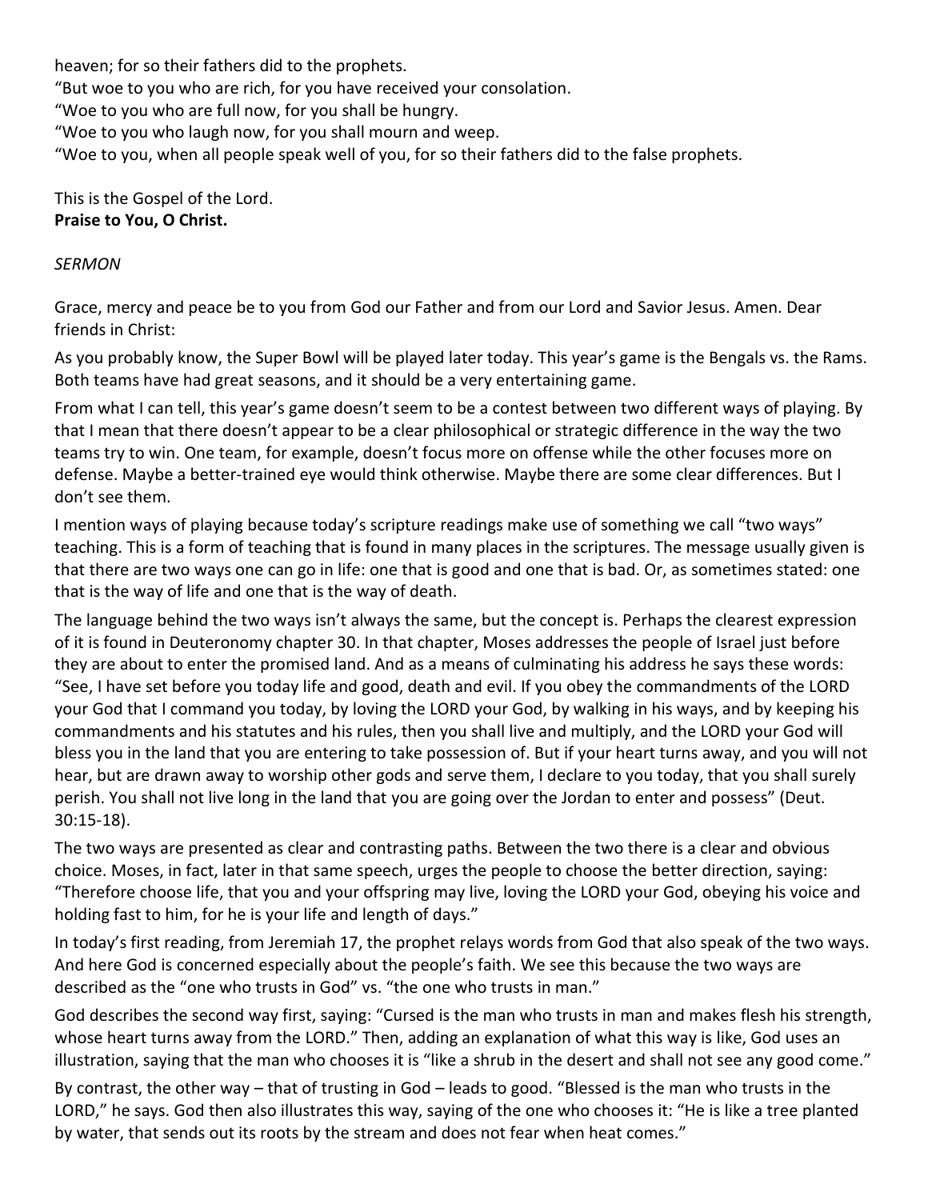heaven; for so their fathers did to the prophets.
"But woe to you who are rich, for you have received your consolation.
"Woe to you who are full now, for you shall be hungry.
"Woe to you who laugh now, for you shall mourn and weep.
"Woe to you, when all people speak well of you, for so their fathers did to the false prophets.

This is the Gospel of the Lord.
**Praise to You, O Christ.**

*SERMON*

Grace, mercy and peace be to you from God our Father and from our Lord and Savior Jesus. Amen. Dear friends in Christ:

As you probably know, the Super Bowl will be played later today. This year's game is the Bengals vs. the Rams. Both teams have had great seasons, and it should be a very entertaining game.

From what I can tell, this year's game doesn't seem to be a contest between two different ways of playing. By that I mean that there doesn't appear to be a clear philosophical or strategic difference in the way the two teams try to win. One team, for example, doesn't focus more on offense while the other focuses more on defense. Maybe a better-trained eye would think otherwise. Maybe there are some clear differences. But I don't see them.

I mention ways of playing because today's scripture readings make use of something we call "two ways" teaching. This is a form of teaching that is found in many places in the scriptures. The message usually given is that there are two ways one can go in life: one that is good and one that is bad. Or, as sometimes stated: one that is the way of life and one that is the way of death.

The language behind the two ways isn't always the same, but the concept is. Perhaps the clearest expression of it is found in Deuteronomy chapter 30. In that chapter, Moses addresses the people of Israel just before they are about to enter the promised land. And as a means of culminating his address he says these words: "See, I have set before you today life and good, death and evil. If you obey the commandments of the LORD your God that I command you today, by loving the LORD your God, by walking in his ways, and by keeping his commandments and his statutes and his rules, then you shall live and multiply, and the LORD your God will bless you in the land that you are entering to take possession of. But if your heart turns away, and you will not hear, but are drawn away to worship other gods and serve them, I declare to you today, that you shall surely perish. You shall not live long in the land that you are going over the Jordan to enter and possess" (Deut. 30:15-18).

The two ways are presented as clear and contrasting paths. Between the two there is a clear and obvious choice. Moses, in fact, later in that same speech, urges the people to choose the better direction, saying: "Therefore choose life, that you and your offspring may live, loving the LORD your God, obeying his voice and holding fast to him, for he is your life and length of days."

In today's first reading, from Jeremiah 17, the prophet relays words from God that also speak of the two ways. And here God is concerned especially about the people's faith. We see this because the two ways are described as the "one who trusts in God" vs. "the one who trusts in man."

God describes the second way first, saying: "Cursed is the man who trusts in man and makes flesh his strength, whose heart turns away from the LORD." Then, adding an explanation of what this way is like, God uses an illustration, saying that the man who chooses it is "like a shrub in the desert and shall not see any good come."

By contrast, the other way – that of trusting in God – leads to good. "Blessed is the man who trusts in the LORD," he says. God then also illustrates this way, saying of the one who chooses it: "He is like a tree planted by water, that sends out its roots by the stream and does not fear when heat comes."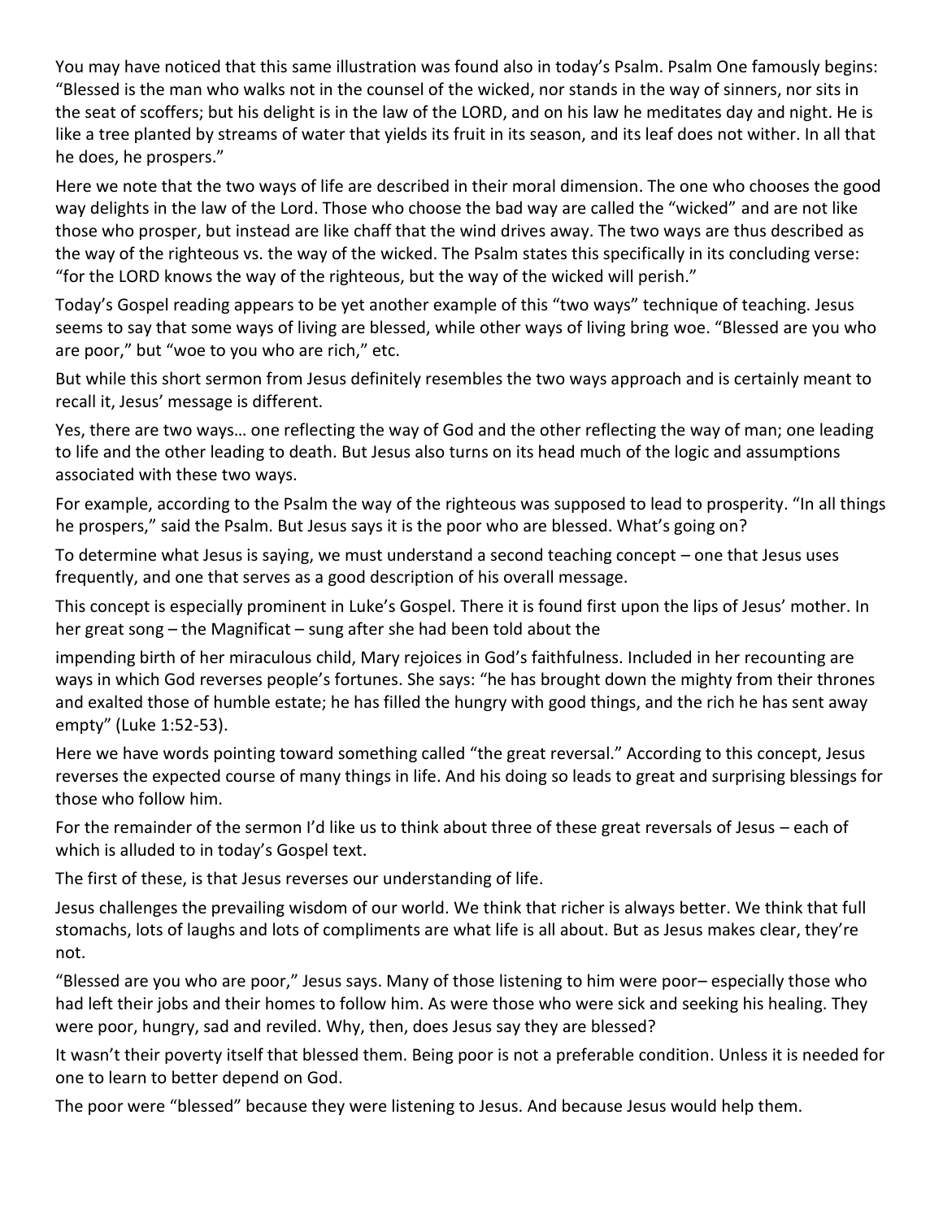You may have noticed that this same illustration was found also in today's Psalm. Psalm One famously begins: "Blessed is the man who walks not in the counsel of the wicked, nor stands in the way of sinners, nor sits in the seat of scoffers; but his delight is in the law of the LORD, and on his law he meditates day and night. He is like a tree planted by streams of water that yields its fruit in its season, and its leaf does not wither. In all that he does, he prospers."

Here we note that the two ways of life are described in their moral dimension. The one who chooses the good way delights in the law of the Lord. Those who choose the bad way are called the "wicked" and are not like those who prosper, but instead are like chaff that the wind drives away. The two ways are thus described as the way of the righteous vs. the way of the wicked. The Psalm states this specifically in its concluding verse: "for the LORD knows the way of the righteous, but the way of the wicked will perish."

Today's Gospel reading appears to be yet another example of this "two ways" technique of teaching. Jesus seems to say that some ways of living are blessed, while other ways of living bring woe. "Blessed are you who are poor," but "woe to you who are rich," etc.

But while this short sermon from Jesus definitely resembles the two ways approach and is certainly meant to recall it, Jesus' message is different.

Yes, there are two ways… one reflecting the way of God and the other reflecting the way of man; one leading to life and the other leading to death. But Jesus also turns on its head much of the logic and assumptions associated with these two ways.

For example, according to the Psalm the way of the righteous was supposed to lead to prosperity. "In all things he prospers," said the Psalm. But Jesus says it is the poor who are blessed. What's going on?

To determine what Jesus is saying, we must understand a second teaching concept – one that Jesus uses frequently, and one that serves as a good description of his overall message.

This concept is especially prominent in Luke's Gospel. There it is found first upon the lips of Jesus' mother. In her great song – the Magnificat – sung after she had been told about the impending birth of her miraculous child, Mary rejoices in God's faithfulness. Included in her recounting are ways in which God reverses people's fortunes. She says: "he has brought down the mighty from their thrones and exalted those of humble estate; he has filled the hungry with good things, and the rich he has sent away empty" (Luke 1:52-53).

Here we have words pointing toward something called "the great reversal." According to this concept, Jesus reverses the expected course of many things in life. And his doing so leads to great and surprising blessings for those who follow him.

For the remainder of the sermon I'd like us to think about three of these great reversals of Jesus – each of which is alluded to in today's Gospel text.

The first of these, is that Jesus reverses our understanding of life.

Jesus challenges the prevailing wisdom of our world. We think that richer is always better. We think that full stomachs, lots of laughs and lots of compliments are what life is all about. But as Jesus makes clear, they're not.

"Blessed are you who are poor," Jesus says. Many of those listening to him were poor– especially those who had left their jobs and their homes to follow him. As were those who were sick and seeking his healing. They were poor, hungry, sad and reviled. Why, then, does Jesus say they are blessed?

It wasn't their poverty itself that blessed them. Being poor is not a preferable condition. Unless it is needed for one to learn to better depend on God.

The poor were "blessed" because they were listening to Jesus. And because Jesus would help them.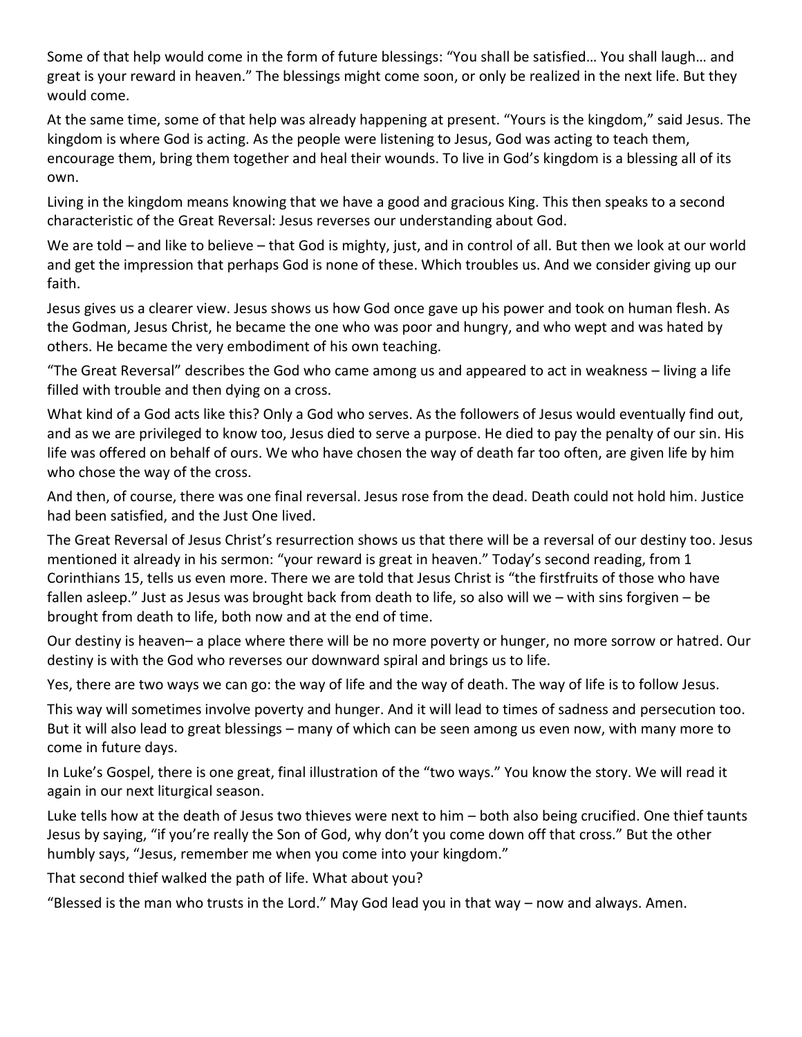Some of that help would come in the form of future blessings: “You shall be satisfied… You shall laugh… and great is your reward in heaven.” The blessings might come soon, or only be realized in the next life. But they would come.

At the same time, some of that help was already happening at present. “Yours is the kingdom,” said Jesus. The kingdom is where God is acting. As the people were listening to Jesus, God was acting to teach them, encourage them, bring them together and heal their wounds. To live in God’s kingdom is a blessing all of its own.

Living in the kingdom means knowing that we have a good and gracious King. This then speaks to a second characteristic of the Great Reversal: Jesus reverses our understanding about God.

We are told – and like to believe – that God is mighty, just, and in control of all. But then we look at our world and get the impression that perhaps God is none of these. Which troubles us. And we consider giving up our faith.

Jesus gives us a clearer view. Jesus shows us how God once gave up his power and took on human flesh. As the Godman, Jesus Christ, he became the one who was poor and hungry, and who wept and was hated by others. He became the very embodiment of his own teaching.

“The Great Reversal” describes the God who came among us and appeared to act in weakness – living a life filled with trouble and then dying on a cross.

What kind of a God acts like this? Only a God who serves. As the followers of Jesus would eventually find out, and as we are privileged to know too, Jesus died to serve a purpose. He died to pay the penalty of our sin. His life was offered on behalf of ours. We who have chosen the way of death far too often, are given life by him who chose the way of the cross.

And then, of course, there was one final reversal. Jesus rose from the dead. Death could not hold him. Justice had been satisfied, and the Just One lived.

The Great Reversal of Jesus Christ’s resurrection shows us that there will be a reversal of our destiny too. Jesus mentioned it already in his sermon: “your reward is great in heaven.” Today’s second reading, from 1 Corinthians 15, tells us even more. There we are told that Jesus Christ is “the firstfruits of those who have fallen asleep.” Just as Jesus was brought back from death to life, so also will we – with sins forgiven – be brought from death to life, both now and at the end of time.

Our destiny is heaven– a place where there will be no more poverty or hunger, no more sorrow or hatred. Our destiny is with the God who reverses our downward spiral and brings us to life.

Yes, there are two ways we can go: the way of life and the way of death. The way of life is to follow Jesus.

This way will sometimes involve poverty and hunger. And it will lead to times of sadness and persecution too. But it will also lead to great blessings – many of which can be seen among us even now, with many more to come in future days.

In Luke’s Gospel, there is one great, final illustration of the “two ways.” You know the story. We will read it again in our next liturgical season.

Luke tells how at the death of Jesus two thieves were next to him – both also being crucified. One thief taunts Jesus by saying, “if you’re really the Son of God, why don’t you come down off that cross.” But the other humbly says, “Jesus, remember me when you come into your kingdom.”

That second thief walked the path of life. What about you?

“Blessed is the man who trusts in the Lord.” May God lead you in that way – now and always. Amen.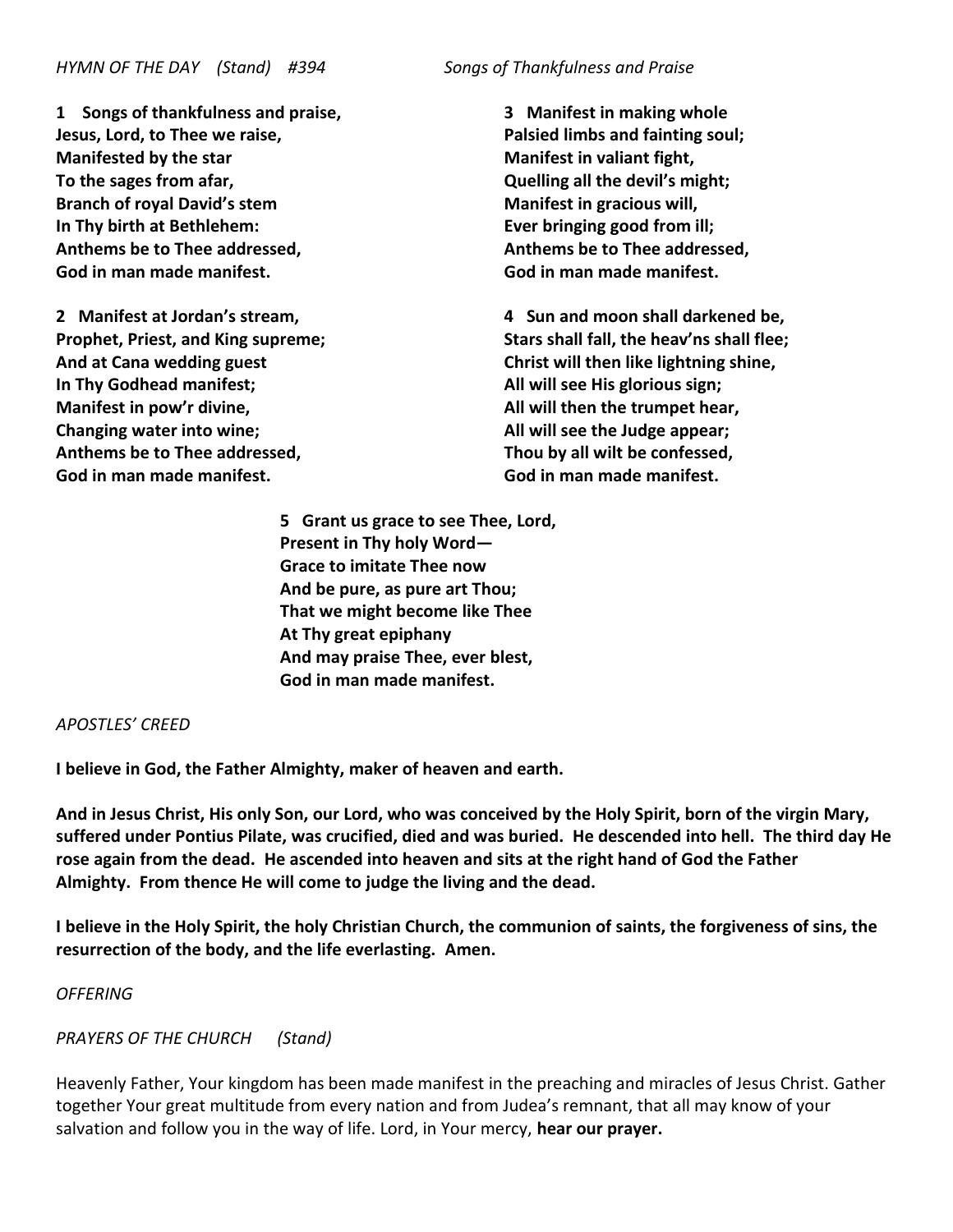*HYMN OF THE DAY (Stand) #394* *Songs of Thankfulness and Praise*

**1 Songs of thankfulness and praise,**
**Jesus, Lord, to Thee we raise,**
**Manifested by the star**
**To the sages from afar,**
**Branch of royal David's stem**
**In Thy birth at Bethlehem:**
**Anthems be to Thee addressed,**
**God in man made manifest.**

**2 Manifest at Jordan's stream,**
**Prophet, Priest, and King supreme;**
**And at Cana wedding guest**
**In Thy Godhead manifest;**
**Manifest in pow'r divine,**
**Changing water into wine;**
**Anthems be to Thee addressed,**
**God in man made manifest.**

**3 Manifest in making whole**
**Palsied limbs and fainting soul;**
**Manifest in valiant fight,**
**Quelling all the devil's might;**
**Manifest in gracious will,**
**Ever bringing good from ill;**
**Anthems be to Thee addressed,**
**God in man made manifest.**

**4 Sun and moon shall darkened be,**
**Stars shall fall, the heav'ns shall flee;**
**Christ will then like lightning shine,**
**All will see His glorious sign;**
**All will then the trumpet hear,**
**All will see the Judge appear;**
**Thou by all wilt be confessed,**
**God in man made manifest.**

**5 Grant us grace to see Thee, Lord,**
**Present in Thy holy Word—**
**Grace to imitate Thee now**
**And be pure, as pure art Thou;**
**That we might become like Thee**
**At Thy great epiphany**
**And may praise Thee, ever blest,**
**God in man made manifest.**

*APOSTLES' CREED*

**I believe in God, the Father Almighty, maker of heaven and earth.**

**And in Jesus Christ, His only Son, our Lord, who was conceived by the Holy Spirit, born of the virgin Mary, suffered under Pontius Pilate, was crucified, died and was buried. He descended into hell. The third day He rose again from the dead. He ascended into heaven and sits at the right hand of God the Father Almighty. From thence He will come to judge the living and the dead.**

**I believe in the Holy Spirit, the holy Christian Church, the communion of saints, the forgiveness of sins, the resurrection of the body, and the life everlasting. Amen.**

*OFFERING*

*PRAYERS OF THE CHURCH (Stand)*

Heavenly Father, Your kingdom has been made manifest in the preaching and miracles of Jesus Christ. Gather together Your great multitude from every nation and from Judea's remnant, that all may know of your salvation and follow you in the way of life. Lord, in Your mercy, **hear our prayer.**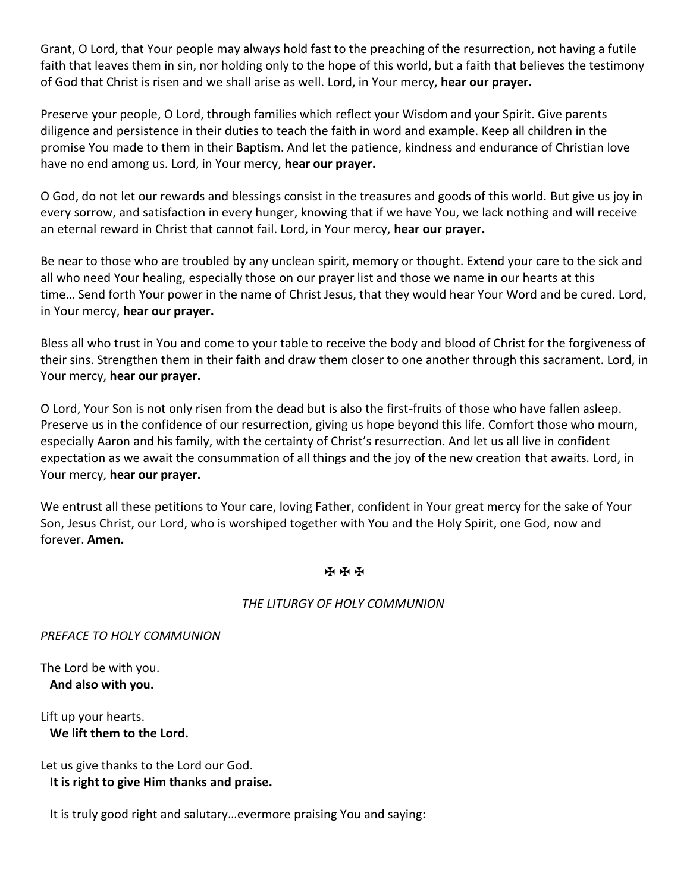Grant, O Lord, that Your people may always hold fast to the preaching of the resurrection, not having a futile faith that leaves them in sin, nor holding only to the hope of this world, but a faith that believes the testimony of God that Christ is risen and we shall arise as well. Lord, in Your mercy, **hear our prayer.**

Preserve your people, O Lord, through families which reflect your Wisdom and your Spirit. Give parents diligence and persistence in their duties to teach the faith in word and example. Keep all children in the promise You made to them in their Baptism. And let the patience, kindness and endurance of Christian love have no end among us. Lord, in Your mercy, **hear our prayer.**

O God, do not let our rewards and blessings consist in the treasures and goods of this world. But give us joy in every sorrow, and satisfaction in every hunger, knowing that if we have You, we lack nothing and will receive an eternal reward in Christ that cannot fail. Lord, in Your mercy, **hear our prayer.**

Be near to those who are troubled by any unclean spirit, memory or thought. Extend your care to the sick and all who need Your healing, especially those on our prayer list and those we name in our hearts at this time… Send forth Your power in the name of Christ Jesus, that they would hear Your Word and be cured. Lord, in Your mercy, **hear our prayer.**

Bless all who trust in You and come to your table to receive the body and blood of Christ for the forgiveness of their sins. Strengthen them in their faith and draw them closer to one another through this sacrament. Lord, in Your mercy, **hear our prayer.**

O Lord, Your Son is not only risen from the dead but is also the first-fruits of those who have fallen asleep. Preserve us in the confidence of our resurrection, giving us hope beyond this life. Comfort those who mourn, especially Aaron and his family, with the certainty of Christ's resurrection. And let us all live in confident expectation as we await the consummation of all things and the joy of the new creation that awaits. Lord, in Your mercy, **hear our prayer.**

We entrust all these petitions to Your care, loving Father, confident in Your great mercy for the sake of Your Son, Jesus Christ, our Lord, who is worshiped together with You and the Holy Spirit, one God, now and forever. **Amen.**

✠ ✠ ✠

*THE LITURGY OF HOLY COMMUNION*

*PREFACE TO HOLY COMMUNION*

The Lord be with you.
**And also with you.**

Lift up your hearts.
**We lift them to the Lord.**

Let us give thanks to the Lord our God.
**It is right to give Him thanks and praise.**

It is truly good right and salutary…evermore praising You and saying: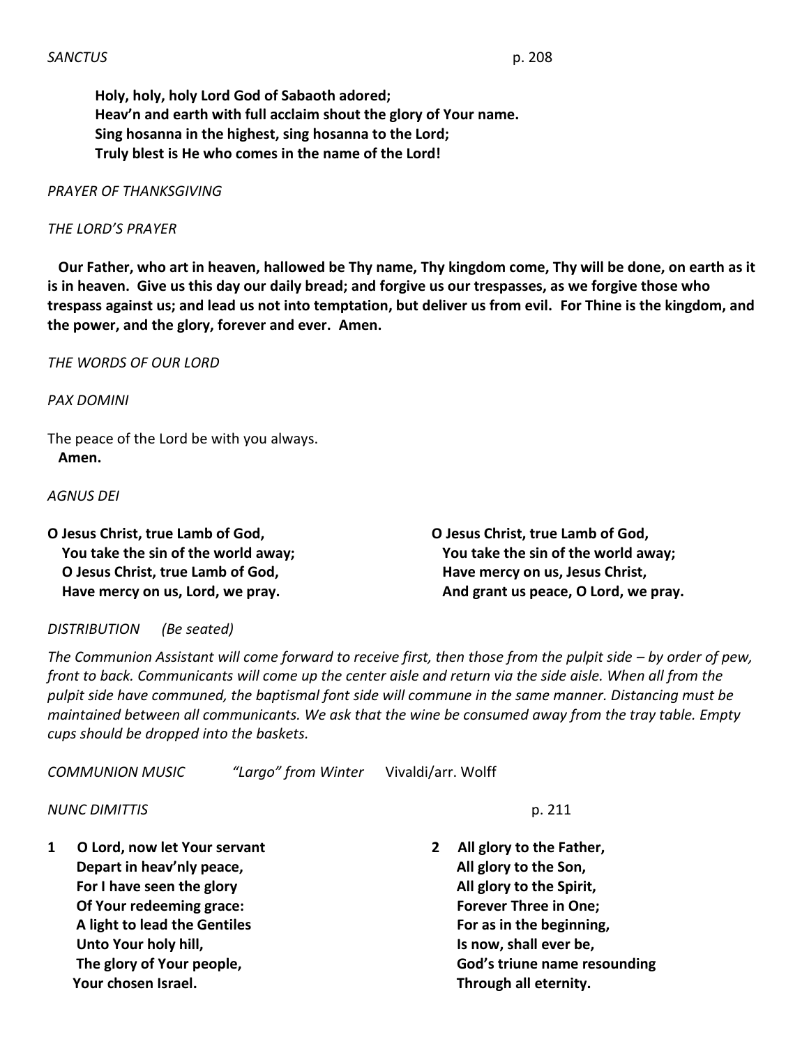*SANCTUS* p. 208

**Holy, holy, holy Lord God of Sabaoth adored;**
**Heav'n and earth with full acclaim shout the glory of Your name.**
**Sing hosanna in the highest, sing hosanna to the Lord;**
**Truly blest is He who comes in the name of the Lord!**

*PRAYER OF THANKSGIVING*

*THE LORD'S PRAYER*

**Our Father, who art in heaven, hallowed be Thy name, Thy kingdom come, Thy will be done, on earth as it is in heaven. Give us this day our daily bread; and forgive us our trespasses, as we forgive those who trespass against us; and lead us not into temptation, but deliver us from evil. For Thine is the kingdom, and the power, and the glory, forever and ever. Amen.**

*THE WORDS OF OUR LORD*

*PAX DOMINI*

The peace of the Lord be with you always.
**Amen.**

*AGNUS DEI*

**O Jesus Christ, true Lamb of God,**
**You take the sin of the world away;**
**O Jesus Christ, true Lamb of God,**
**Have mercy on us, Lord, we pray.**

**O Jesus Christ, true Lamb of God,**
**You take the sin of the world away;**
**Have mercy on us, Jesus Christ,**
**And grant us peace, O Lord, we pray.**

*DISTRIBUTION (Be seated)*

*The Communion Assistant will come forward to receive first, then those from the pulpit side – by order of pew, front to back. Communicants will come up the center aisle and return via the side aisle. When all from the pulpit side have communed, the baptismal font side will commune in the same manner. Distancing must be maintained between all communicants. We ask that the wine be consumed away from the tray table. Empty cups should be dropped into the baskets.*

*COMMUNION MUSIC* *"Largo" from Winter* Vivaldi/arr. Wolff

*NUNC DIMITTIS* p. 211

**1 O Lord, now let Your servant**
**Depart in heav'nly peace,**
**For I have seen the glory**
**Of Your redeeming grace:**
**A light to lead the Gentiles**
**Unto Your holy hill,**
**The glory of Your people,**
**Your chosen Israel.**

**2 All glory to the Father,**
**All glory to the Son,**
**All glory to the Spirit,**
**Forever Three in One;**
**For as in the beginning,**
**Is now, shall ever be,**
**God's triune name resounding**
**Through all eternity.**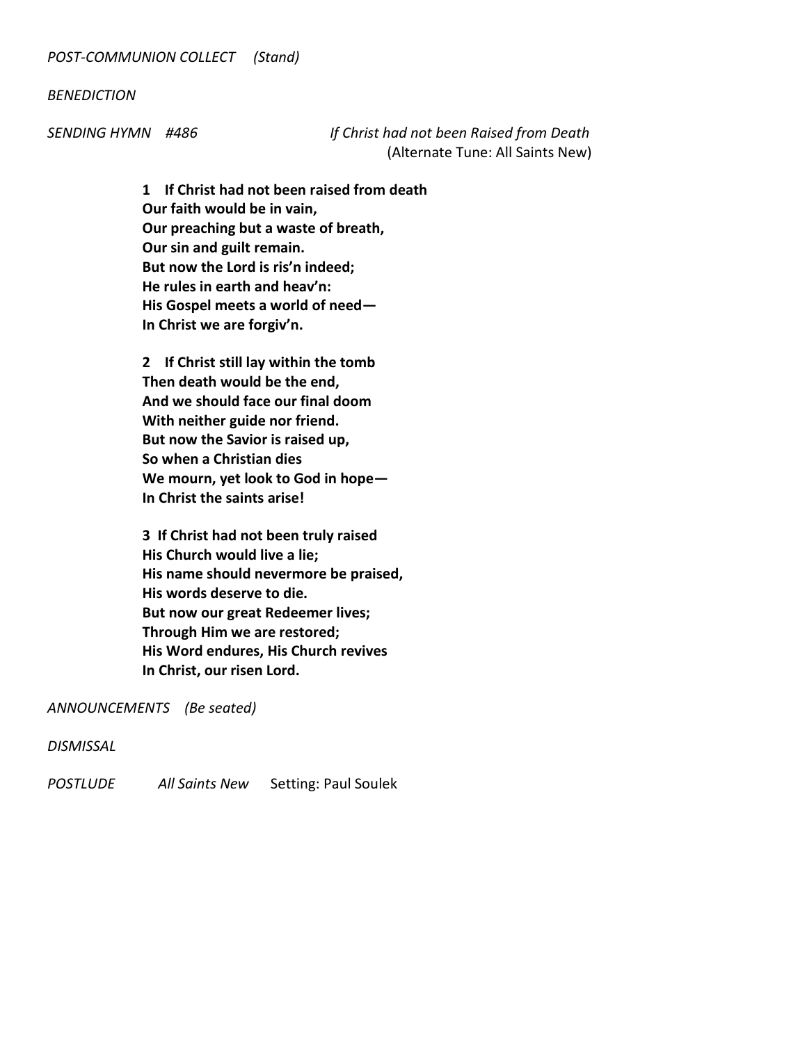*POST-COMMUNION COLLECT (Stand)*

*BENEDICTION*

*SENDING HYMN #486* *If Christ had not been Raised from Death*
(Alternate Tune: All Saints New)

**1 If Christ had not been raised from death**
**Our faith would be in vain,**
**Our preaching but a waste of breath,**
**Our sin and guilt remain.**
**But now the Lord is ris'n indeed;**
**He rules in earth and heav'n:**
**His Gospel meets a world of need—**
**In Christ we are forgiv'n.**

**2 If Christ still lay within the tomb**
**Then death would be the end,**
**And we should face our final doom**
**With neither guide nor friend.**
**But now the Savior is raised up,**
**So when a Christian dies**
**We mourn, yet look to God in hope—**
**In Christ the saints arise!**

**3 If Christ had not been truly raised**
**His Church would live a lie;**
**His name should nevermore be praised,**
**His words deserve to die.**
**But now our great Redeemer lives;**
**Through Him we are restored;**
**His Word endures, His Church revives**
**In Christ, our risen Lord.**

*ANNOUNCEMENTS (Be seated)*

*DISMISSAL*

*POSTLUDE* *All Saints New* Setting: Paul Soulek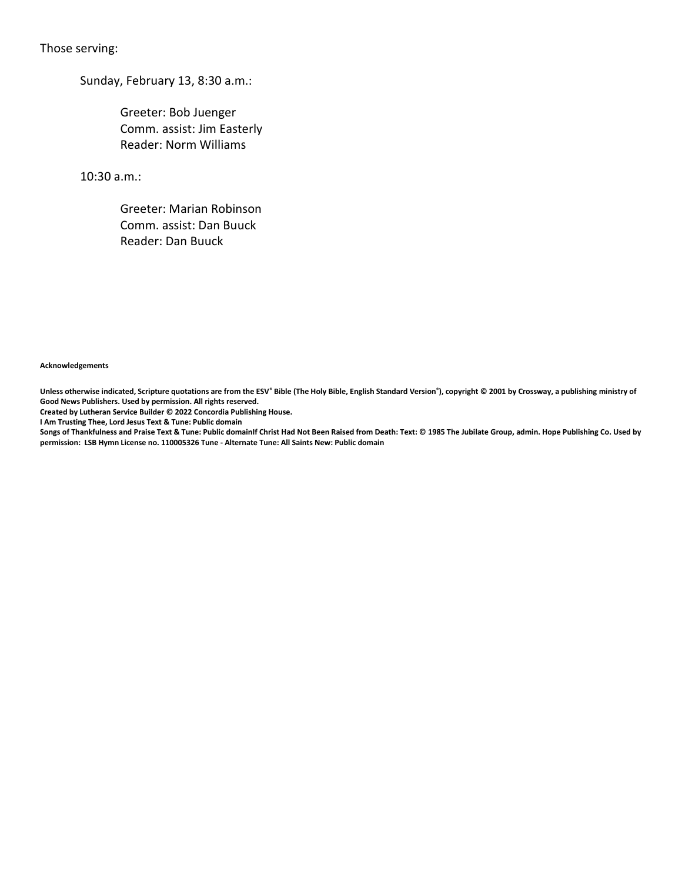Those serving:

Sunday, February 13, 8:30 a.m.:

Greeter: Bob Juenger
Comm. assist: Jim Easterly
Reader: Norm Williams

10:30 a.m.:

Greeter: Marian Robinson
Comm. assist: Dan Buuck
Reader: Dan Buuck

**Acknowledgements**

**Unless otherwise indicated, Scripture quotations are from the ESV® Bible (The Holy Bible, English Standard Version®), copyright © 2001 by Crossway, a publishing ministry of Good News Publishers. Used by permission. All rights reserved.**
**Created by Lutheran Service Builder © 2022 Concordia Publishing House.**
**I Am Trusting Thee, Lord Jesus Text & Tune: Public domain**
**Songs of Thankfulness and Praise Text & Tune: Public domainIf Christ Had Not Been Raised from Death: Text: © 1985 The Jubilate Group, admin. Hope Publishing Co. Used by permission: LSB Hymn License no. 110005326 Tune - Alternate Tune: All Saints New: Public domain**